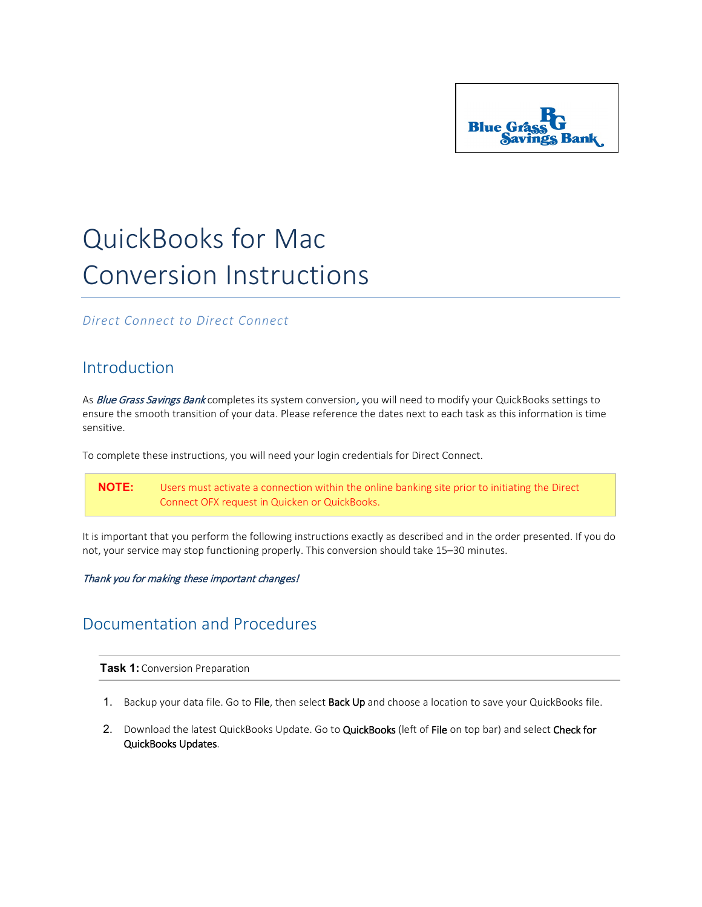# QuickBooks for Mac Conversion Instructions

*Direct Connect to Direct Connect*

## Introduction

As *Blue Grass Savings Bank* completes its system conversion, you will need to modify your QuickBooks settings to ensure the smooth transition of your data. Please reference the dates next to each task as this information is time sensitive.

To complete these instructions, you will need your login credentials for Direct Connect.

> **NOTE:** Users must activate a connection within the online banking site prior to initiating the Direct Connect OFX request in Quicken or QuickBooks.

It is important that you perform the following instructions exactly as described and in the order presented. If you do not, your service may stop functioning properly. This conversion should take 15–30 minutes.

*Thank you for making these important changes!*

## Documentation and Procedures

**Task 1:** Conversion Preparation

1. Backup your data file. Go to **File**, then select **Back Up** and choose a location to save your QuickBooks file.
2. Download the latest QuickBooks Update. Go to **QuickBooks** (left of **File** on top bar) and select **Check for QuickBooks Updates**.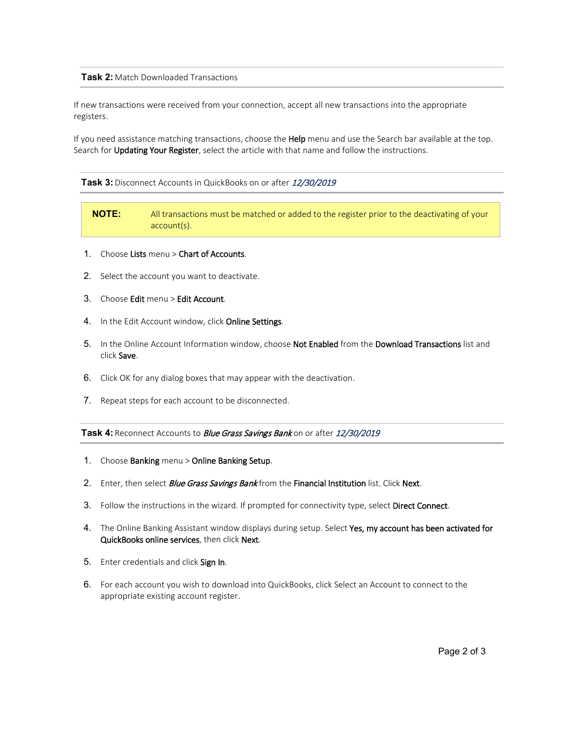## **Task 2:** Match Downloaded Transactions

If new transactions were received from your connection, accept all new transactions into the appropriate registers.

If you need assistance matching transactions, choose the Help menu and use the Search bar available at the top. Search for Updating Your Register, select the article with that name and follow the instructions.

## **Task 3:** Disconnect Accounts in QuickBooks on or after *12/30/2019*

> **NOTE:** All transactions must be matched or added to the register prior to the deactivating of your account(s).

1. Choose Lists menu > Chart of Accounts.
2. Select the account you want to deactivate.
3. Choose Edit menu > Edit Account.
4. In the Edit Account window, click Online Settings.
5. In the Online Account Information window, choose Not Enabled from the Download Transactions list and click Save.
6. Click OK for any dialog boxes that may appear with the deactivation.
7. Repeat steps for each account to be disconnected.

## **Task 4:** Reconnect Accounts to *Blue Grass Savings Bank* on or after *12/30/2019*

1. Choose Banking menu > Online Banking Setup.
2. Enter, then select *Blue Grass Savings Bank* from the Financial Institution list. Click Next.
3. Follow the instructions in the wizard. If prompted for connectivity type, select Direct Connect.
4. The Online Banking Assistant window displays during setup. Select Yes, my account has been activated for QuickBooks online services, then click Next.
5. Enter credentials and click Sign In.
6. For each account you wish to download into QuickBooks, click Select an Account to connect to the appropriate existing account register.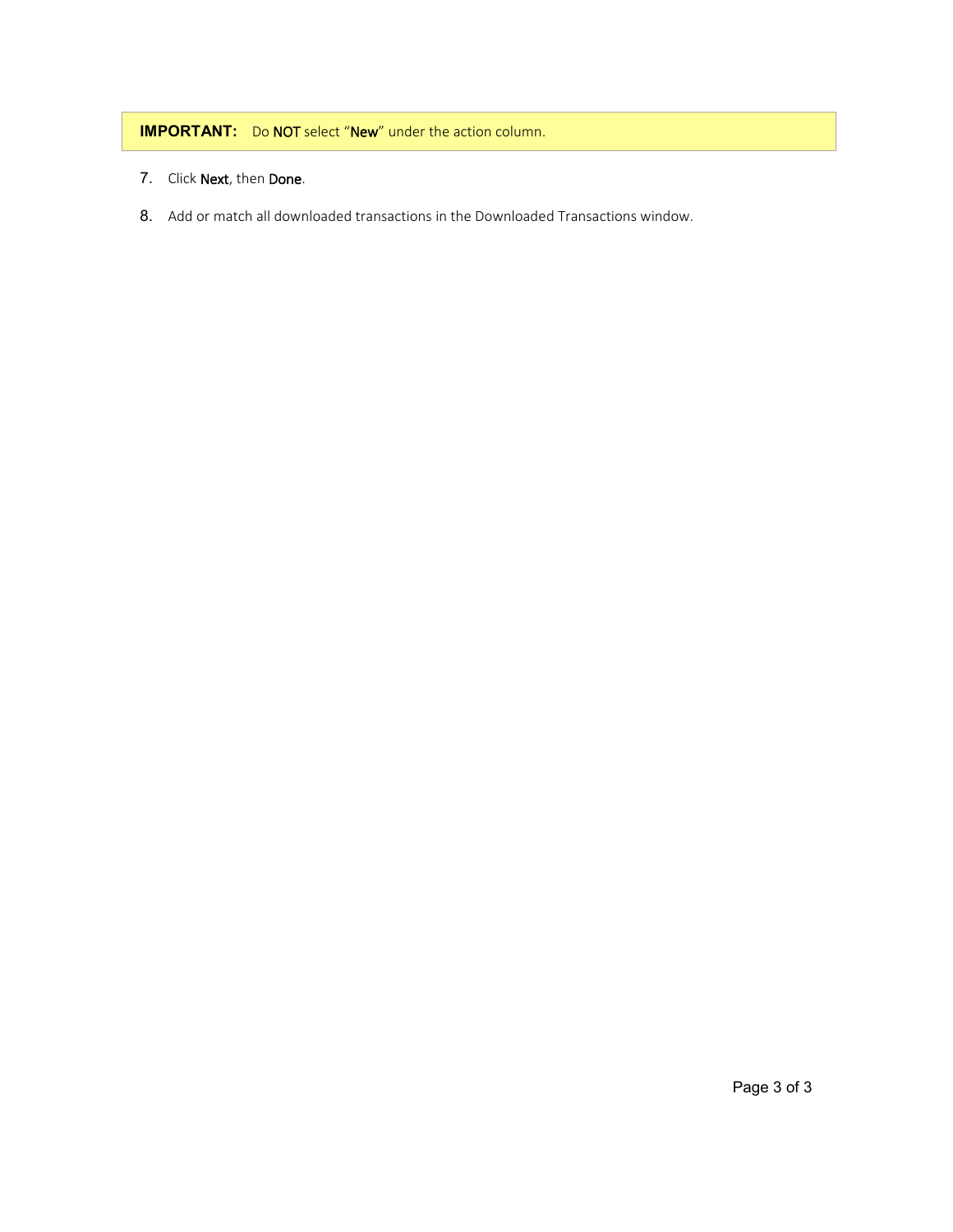> **IMPORTANT:** Do **NOT** select "**New**" under the action column.

7. Click **Next**, then **Done**.
8. Add or match all downloaded transactions in the Downloaded Transactions window.